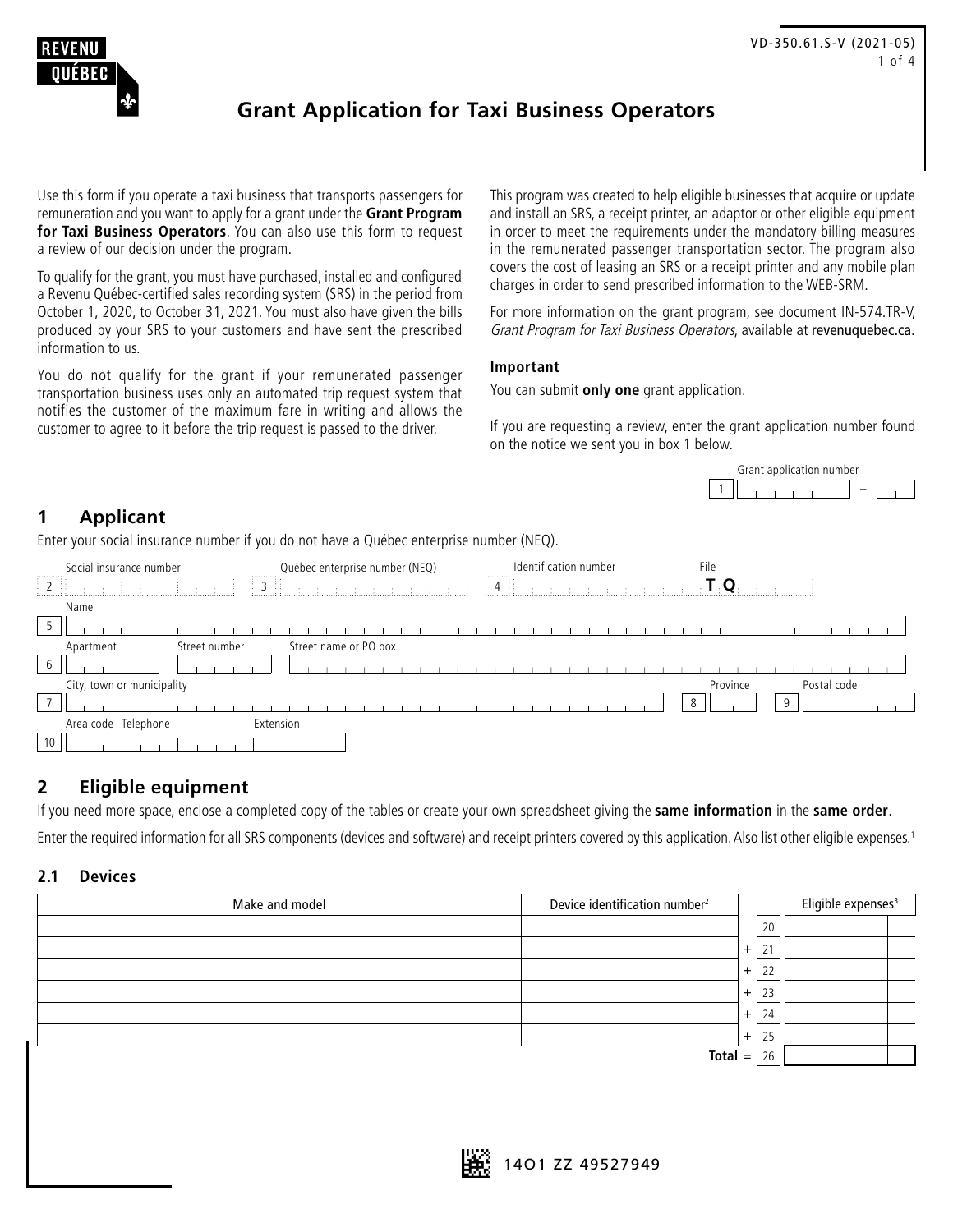REVENU QUÉBEC

# Grant Application for Taxi Business Operators

Use this form if you operate a taxi business that transports passengers for remuneration and you want to apply for a grant under the **Grant Program for Taxi Business Operators**. You can also use this form to request a review of our decision under the program.

To qualify for the grant, you must have purchased, installed and configured a Revenu Québec-certified sales recording system (SRS) in the period from October 1, 2020, to October 31, 2021. You must also have given the bills produced by your SRS to your customers and have sent the prescribed information to us.

You do not qualify for the grant if your remunerated passenger transportation business uses only an automated trip request system that notifies the customer of the maximum fare in writing and allows the customer to agree to it before the trip request is passed to the driver.

This program was created to help eligible businesses that acquire or update and install an SRS, a receipt printer, an adaptor or other eligible equipment in order to meet the requirements under the mandatory billing measures in the remunerated passenger transportation sector. The program also covers the cost of leasing an SRS or a receipt printer and any mobile plan charges in order to send prescribed information to the WEB-SRM.

For more information on the grant program, see document IN-574.TR-V, *Grant Program for Taxi Business Operators*, available at revenuquebec.ca.

**Important**

You can submit **only one** grant application.

If you are requesting a review, enter the grant application number found on the notice we sent you in box 1 below.

Grant application number
1 ________ – ___

## 1 Applicant

Enter your social insurance number if you do not have a Québec enterprise number (NEQ).

| 2 Social insurance number | 3 Québec enterprise number (NEQ) | 4 Identification number | File TQ |
|---|---|---|---|
| | | | |

5 Name

6 Apartment | Street number | Street name or PO box

7 City, town or municipality | 8 Province | 9 Postal code

10 Area code Telephone | Extension

## 2 Eligible equipment

If you need more space, enclose a completed copy of the tables or create your own spreadsheet giving the **same information** in the **same order**.

Enter the required information for all SRS components (devices and software) and receipt printers covered by this application. Also list other eligible expenses.[1]

### 2.1 Devices

| Make and model | Device identification number[2] | | | Eligible expenses[3] |
|---|---|---|---|---|
| | | | 20 | |
| | | + | 21 | |
| | | + | 22 | |
| | | + | 23 | |
| | | + | 24 | |
| | | + | 25 | |
| | | **Total** = | 26 | |

14O1 ZZ 49527949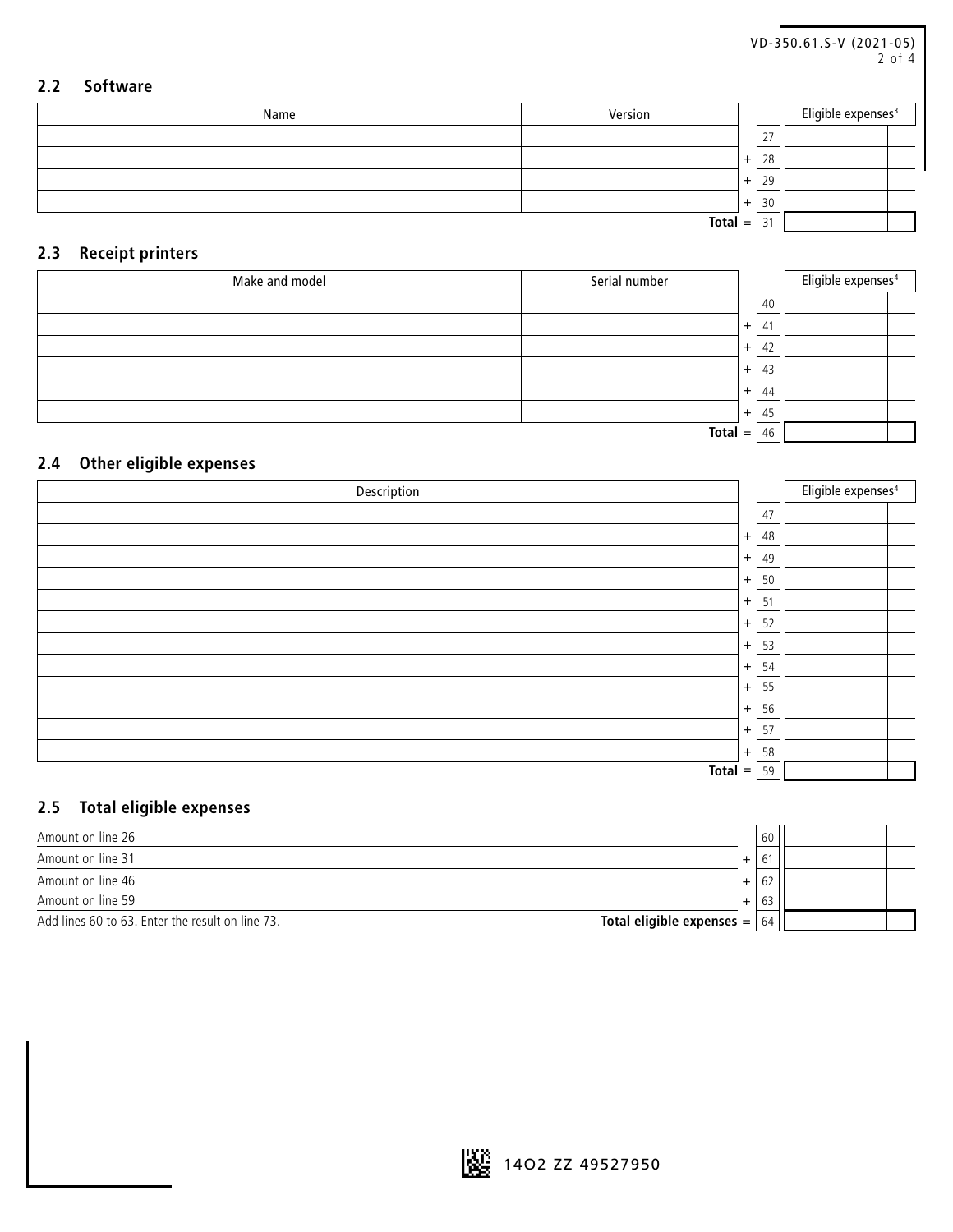## 2.2 Software

| Name | Version | | Line | Eligible expenses[3] |
|---|---|---|---|---|
| | | | 27 | |
| | | + | 28 | |
| | | + | 29 | |
| | | + | 30 | |
| | | **Total** = | 31 | |

## 2.3 Receipt printers

| Make and model | Serial number | | Line | Eligible expenses[4] |
|---|---|---|---|---|
| | | | 40 | |
| | | + | 41 | |
| | | + | 42 | |
| | | + | 43 | |
| | | + | 44 | |
| | | + | 45 | |
| | | **Total** = | 46 | |

## 2.4 Other eligible expenses

| Description | | Line | Eligible expenses[4] |
|---|---|---|---|
| | | 47 | |
| | + | 48 | |
| | + | 49 | |
| | + | 50 | |
| | + | 51 | |
| | + | 52 | |
| | + | 53 | |
| | + | 54 | |
| | + | 55 | |
| | + | 56 | |
| | + | 57 | |
| | + | 58 | |
| | **Total** = | 59 | |

## 2.5 Total eligible expenses

| | | Line | |
|---|---|---|---|
| Amount on line 26 | | 60 | |
| Amount on line 31 | + | 61 | |
| Amount on line 46 | + | 62 | |
| Amount on line 59 | + | 63 | |
| Add lines 60 to 63. Enter the result on line 73. | **Total eligible expenses** = | 64 | |

14O2 ZZ 49527950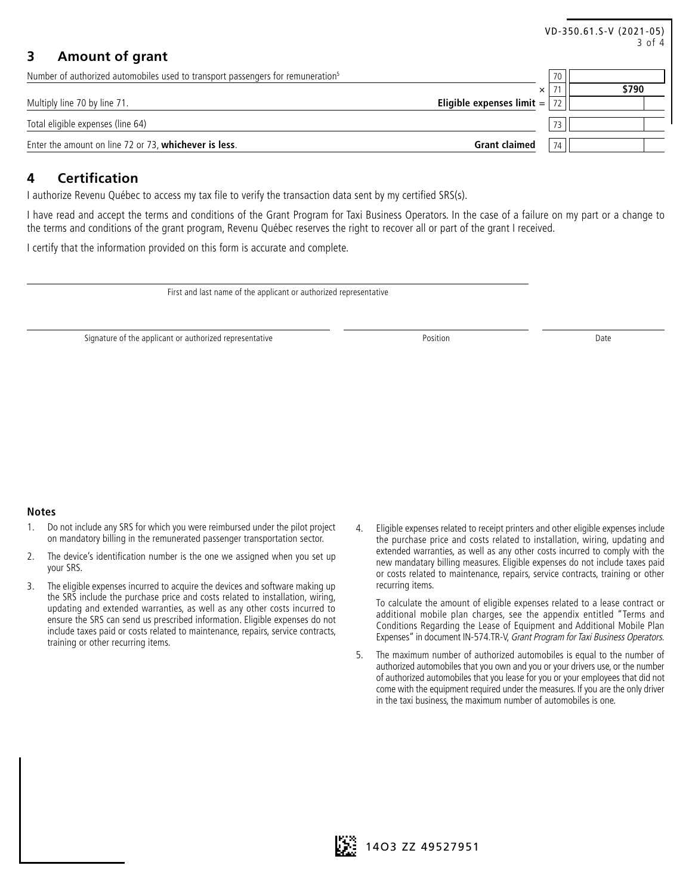## 3 Amount of grant

| | | Line | Amount |
|---|---|---|---|
| Number of authorized automobiles used to transport passengers for remuneration[5] | | 70 | |
| | × | 71 | **$790** |
| Multiply line 70 by line 71. | **Eligible expenses limit** = | 72 | |
| Total eligible expenses (line 64) | | 73 | |
| Enter the amount on line 72 or 73, **whichever is less**. | **Grant claimed** | 74 | |

## 4 Certification

I authorize Revenu Québec to access my tax file to verify the transaction data sent by my certified SRS(s).

I have read and accept the terms and conditions of the Grant Program for Taxi Business Operators. In the case of a failure on my part or a change to the terms and conditions of the grant program, Revenu Québec reserves the right to recover all or part of the grant I received.

I certify that the information provided on this form is accurate and complete.

First and last name of the applicant or authorized representative

Signature of the applicant or authorized representative | Position | Date

### Notes

1. Do not include any SRS for which you were reimbursed under the pilot project on mandatory billing in the remunerated passenger transportation sector.
2. The device's identification number is the one we assigned when you set up your SRS.
3. The eligible expenses incurred to acquire the devices and software making up the SRS include the purchase price and costs related to installation, wiring, updating and extended warranties, as well as any other costs incurred to ensure the SRS can send us prescribed information. Eligible expenses do not include taxes paid or costs related to maintenance, repairs, service contracts, training or other recurring items.
4. Eligible expenses related to receipt printers and other eligible expenses include the purchase price and costs related to installation, wiring, updating and extended warranties, as well as any other costs incurred to comply with the new mandatary billing measures. Eligible expenses do not include taxes paid or costs related to maintenance, repairs, service contracts, training or other recurring items.

   To calculate the amount of eligible expenses related to a lease contract or additional mobile plan charges, see the appendix entitled "Terms and Conditions Regarding the Lease of Equipment and Additional Mobile Plan Expenses" in document IN-574.TR-V, *Grant Program for Taxi Business Operators*.
5. The maximum number of authorized automobiles is equal to the number of authorized automobiles that you own and you or your drivers use, or the number of authorized automobiles that you lease for you or your employees that did not come with the equipment required under the measures. If you are the only driver in the taxi business, the maximum number of automobiles is one.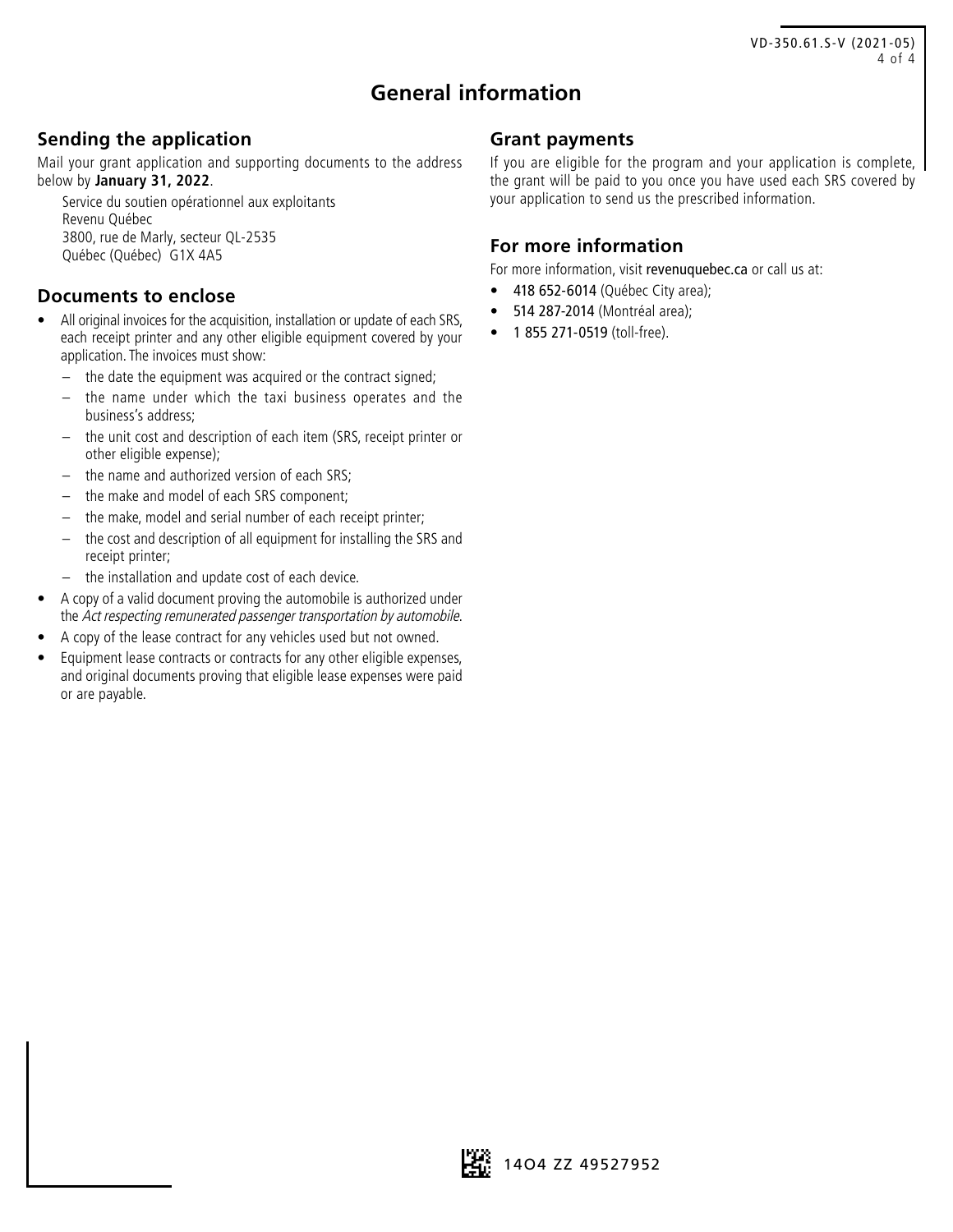# General information

## Sending the application

Mail your grant application and supporting documents to the address below by **January 31, 2022**.

Service du soutien opérationnel aux exploitants
Revenu Québec
3800, rue de Marly, secteur QL-2535
Québec (Québec)  G1X 4A5

## Documents to enclose

- All original invoices for the acquisition, installation or update of each SRS, each receipt printer and any other eligible equipment covered by your application. The invoices must show:
  - the date the equipment was acquired or the contract signed;
  - the name under which the taxi business operates and the business's address;
  - the unit cost and description of each item (SRS, receipt printer or other eligible expense);
  - the name and authorized version of each SRS;
  - the make and model of each SRS component;
  - the make, model and serial number of each receipt printer;
  - the cost and description of all equipment for installing the SRS and receipt printer;
  - the installation and update cost of each device.
- A copy of a valid document proving the automobile is authorized under the *Act respecting remunerated passenger transportation by automobile*.
- A copy of the lease contract for any vehicles used but not owned.
- Equipment lease contracts or contracts for any other eligible expenses, and original documents proving that eligible lease expenses were paid or are payable.

## Grant payments

If you are eligible for the program and your application is complete, the grant will be paid to you once you have used each SRS covered by your application to send us the prescribed information.

## For more information

For more information, visit revenuquebec.ca or call us at:

- 418 652-6014 (Québec City area);
- 514 287-2014 (Montréal area);
- 1 855 271-0519 (toll-free).